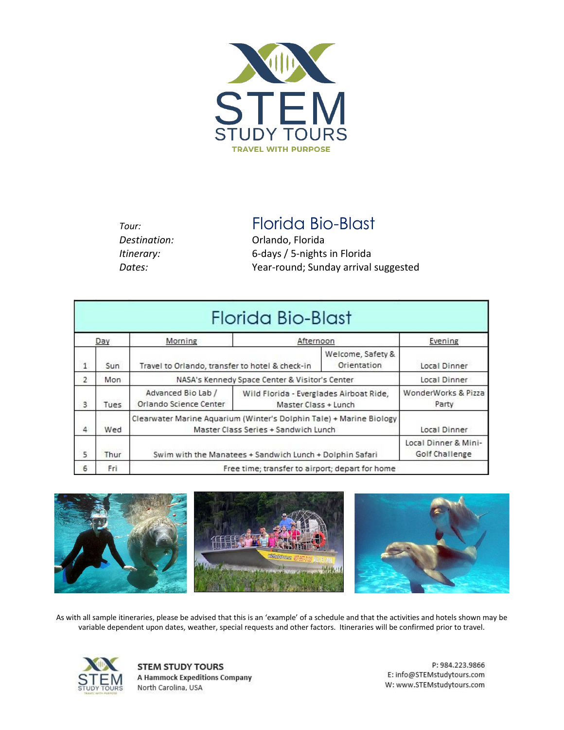# STEM STUDY TOURS

TRAVEL WITH PURPOSE

*Tour:* **Florida Bio-Blast**
*Destination:* Orlando, Florida
*Itinerary:* 6-days / 5-nights in Florida
*Dates:* Year-round; Sunday arrival suggested

## Florida Bio-Blast

| Day | | Morning | Afternoon | | Evening |
|---|---|---|---|---|---|
| 1 | Sun | Travel to Orlando, transfer to hotel & check-in | | Welcome, Safety & Orientation | Local Dinner |
| 2 | Mon | NASA's Kennedy Space Center & Visitor's Center | | | Local Dinner |
| 3 | Tues | Advanced Bio Lab / Orlando Science Center | Wild Florida - Everglades Airboat Ride, Master Class + Lunch | | WonderWorks & Pizza Party |
| 4 | Wed | Clearwater Marine Aquarium (Winter's Dolphin Tale) + Marine Biology Master Class Series + Sandwich Lunch | | | Local Dinner |
| 5 | Thur | Swim with the Manatees + Sandwich Lunch + Dolphin Safari | | | Local Dinner & Mini-Golf Challenge |
| 6 | Fri | Free time; transfer to airport; depart for home | | | |

As with all sample itineraries, please be advised that this is an 'example' of a schedule and that the activities and hotels shown may be variable dependent upon dates, weather, special requests and other factors. Itineraries will be confirmed prior to travel.

**STEM STUDY TOURS**
**A Hammock Expeditions Company**
North Carolina, USA

P: 984.223.9866
E: info@STEMstudytours.com
W: www.STEMstudytours.com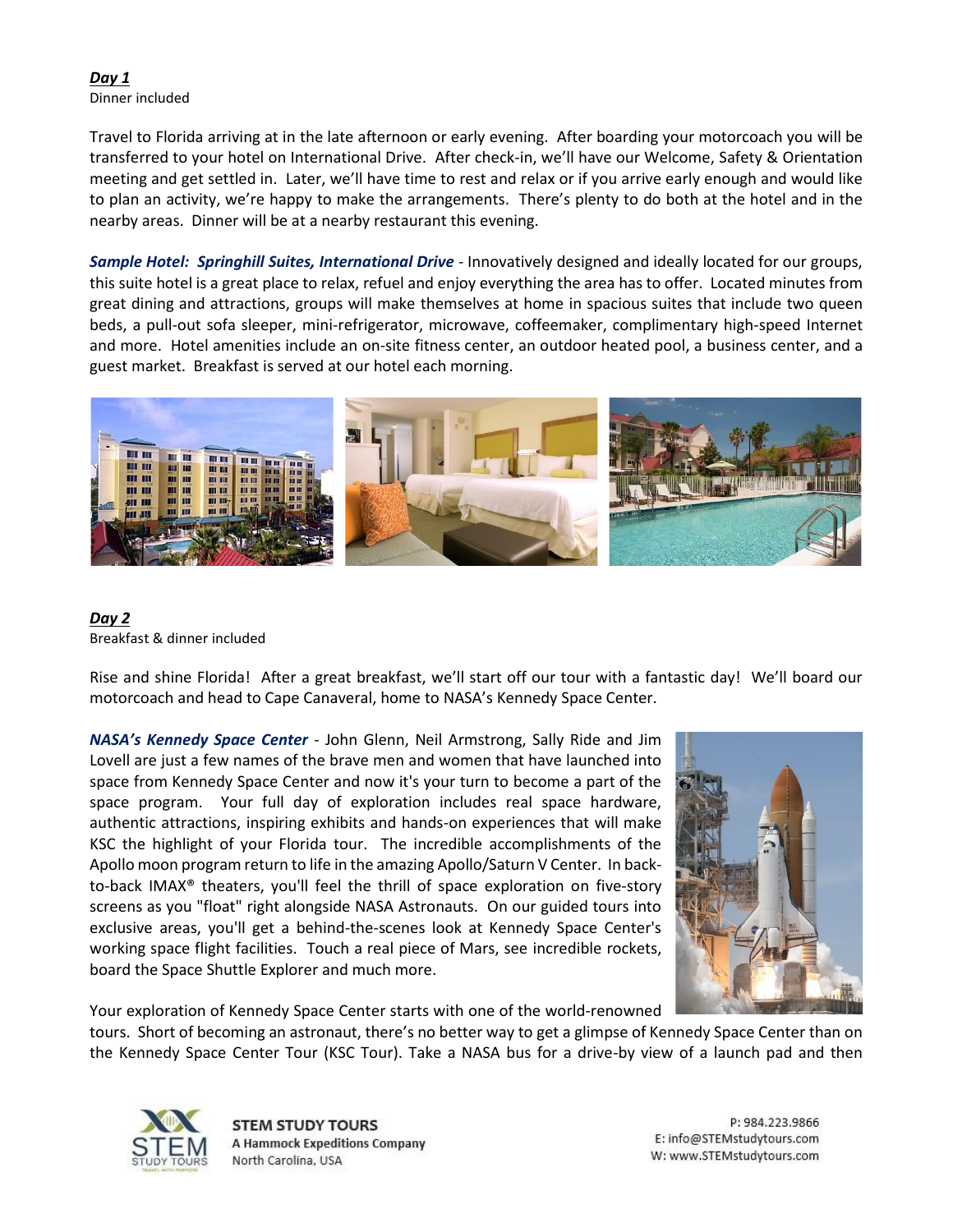***Day 1***
Dinner included

Travel to Florida arriving at in the late afternoon or early evening. After boarding your motorcoach you will be transferred to your hotel on International Drive. After check-in, we'll have our Welcome, Safety & Orientation meeting and get settled in. Later, we'll have time to rest and relax or if you arrive early enough and would like to plan an activity, we're happy to make the arrangements. There's plenty to do both at the hotel and in the nearby areas. Dinner will be at a nearby restaurant this evening.

***Sample Hotel: Springhill Suites, International Drive*** - Innovatively designed and ideally located for our groups, this suite hotel is a great place to relax, refuel and enjoy everything the area has to offer. Located minutes from great dining and attractions, groups will make themselves at home in spacious suites that include two queen beds, a pull-out sofa sleeper, mini-refrigerator, microwave, coffeemaker, complimentary high-speed Internet and more. Hotel amenities include an on-site fitness center, an outdoor heated pool, a business center, and a guest market. Breakfast is served at our hotel each morning.

***Day 2***
Breakfast & dinner included

Rise and shine Florida! After a great breakfast, we'll start off our tour with a fantastic day! We'll board our motorcoach and head to Cape Canaveral, home to NASA's Kennedy Space Center.

***NASA's Kennedy Space Center*** - John Glenn, Neil Armstrong, Sally Ride and Jim Lovell are just a few names of the brave men and women that have launched into space from Kennedy Space Center and now it's your turn to become a part of the space program. Your full day of exploration includes real space hardware, authentic attractions, inspiring exhibits and hands-on experiences that will make KSC the highlight of your Florida tour. The incredible accomplishments of the Apollo moon program return to life in the amazing Apollo/Saturn V Center. In back-to-back IMAX® theaters, you'll feel the thrill of space exploration on five-story screens as you "float" right alongside NASA Astronauts. On our guided tours into exclusive areas, you'll get a behind-the-scenes look at Kennedy Space Center's working space flight facilities. Touch a real piece of Mars, see incredible rockets, board the Space Shuttle Explorer and much more.

Your exploration of Kennedy Space Center starts with one of the world-renowned tours. Short of becoming an astronaut, there's no better way to get a glimpse of Kennedy Space Center than on the Kennedy Space Center Tour (KSC Tour). Take a NASA bus for a drive-by view of a launch pad and then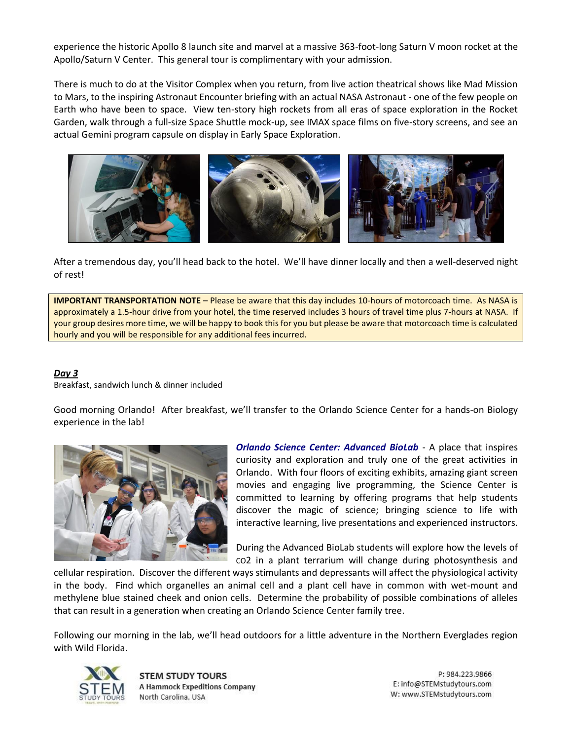experience the historic Apollo 8 launch site and marvel at a massive 363-foot-long Saturn V moon rocket at the Apollo/Saturn V Center. This general tour is complimentary with your admission.

There is much to do at the Visitor Complex when you return, from live action theatrical shows like Mad Mission to Mars, to the inspiring Astronaut Encounter briefing with an actual NASA Astronaut - one of the few people on Earth who have been to space. View ten-story high rockets from all eras of space exploration in the Rocket Garden, walk through a full-size Space Shuttle mock-up, see IMAX space films on five-story screens, and see an actual Gemini program capsule on display in Early Space Exploration.

After a tremendous day, you'll head back to the hotel. We'll have dinner locally and then a well-deserved night of rest!

**IMPORTANT TRANSPORTATION NOTE** – Please be aware that this day includes 10-hours of motorcoach time. As NASA is approximately a 1.5-hour drive from your hotel, the time reserved includes 3 hours of travel time plus 7-hours at NASA. If your group desires more time, we will be happy to book this for you but please be aware that motorcoach time is calculated hourly and you will be responsible for any additional fees incurred.

***Day 3***

Breakfast, sandwich lunch & dinner included

Good morning Orlando! After breakfast, we'll transfer to the Orlando Science Center for a hands-on Biology experience in the lab!

***Orlando Science Center: Advanced BioLab*** - A place that inspires curiosity and exploration and truly one of the great activities in Orlando. With four floors of exciting exhibits, amazing giant screen movies and engaging live programming, the Science Center is committed to learning by offering programs that help students discover the magic of science; bringing science to life with interactive learning, live presentations and experienced instructors.

During the Advanced BioLab students will explore how the levels of $CO_2$ in a plant terrarium will change during photosynthesis and cellular respiration. Discover the different ways stimulants and depressants will affect the physiological activity in the body. Find which organelles an animal cell and a plant cell have in common with wet-mount and methylene blue stained cheek and onion cells. Determine the probability of possible combinations of alleles that can result in a generation when creating an Orlando Science Center family tree.

Following our morning in the lab, we'll head outdoors for a little adventure in the Northern Everglades region with Wild Florida.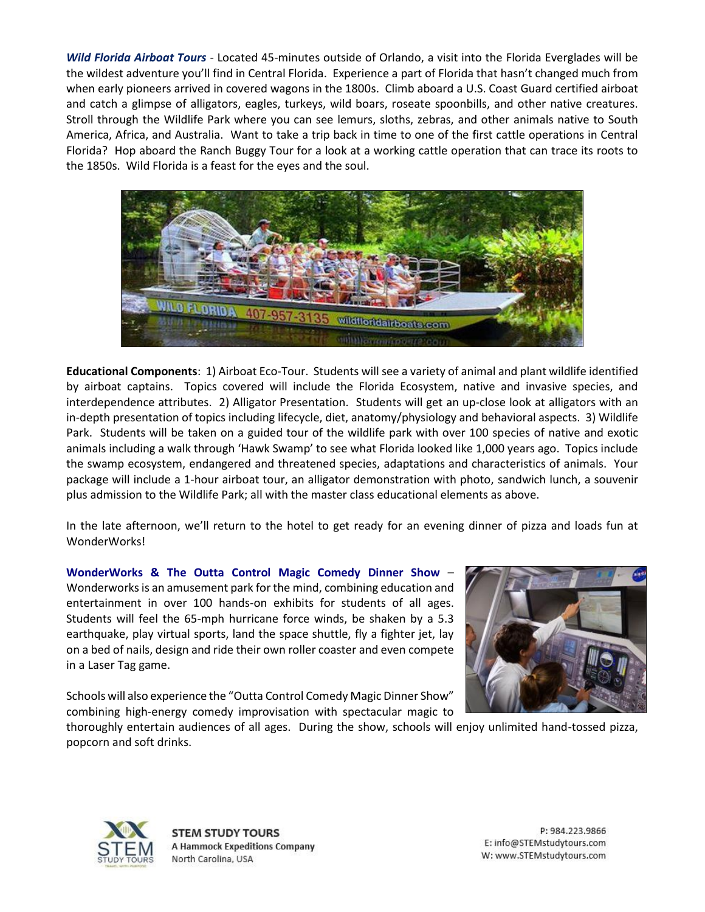***Wild Florida Airboat Tours*** - Located 45-minutes outside of Orlando, a visit into the Florida Everglades will be the wildest adventure you'll find in Central Florida. Experience a part of Florida that hasn't changed much from when early pioneers arrived in covered wagons in the 1800s. Climb aboard a U.S. Coast Guard certified airboat and catch a glimpse of alligators, eagles, turkeys, wild boars, roseate spoonbills, and other native creatures. Stroll through the Wildlife Park where you can see lemurs, sloths, zebras, and other animals native to South America, Africa, and Australia. Want to take a trip back in time to one of the first cattle operations in Central Florida? Hop aboard the Ranch Buggy Tour for a look at a working cattle operation that can trace its roots to the 1850s. Wild Florida is a feast for the eyes and the soul.

**Educational Components**: 1) Airboat Eco-Tour. Students will see a variety of animal and plant wildlife identified by airboat captains. Topics covered will include the Florida Ecosystem, native and invasive species, and interdependence attributes. 2) Alligator Presentation. Students will get an up-close look at alligators with an in-depth presentation of topics including lifecycle, diet, anatomy/physiology and behavioral aspects. 3) Wildlife Park. Students will be taken on a guided tour of the wildlife park with over 100 species of native and exotic animals including a walk through 'Hawk Swamp' to see what Florida looked like 1,000 years ago. Topics include the swamp ecosystem, endangered and threatened species, adaptations and characteristics of animals. Your package will include a 1-hour airboat tour, an alligator demonstration with photo, sandwich lunch, a souvenir plus admission to the Wildlife Park; all with the master class educational elements as above.

In the late afternoon, we'll return to the hotel to get ready for an evening dinner of pizza and loads fun at WonderWorks!

**WonderWorks & The Outta Control Magic Comedy Dinner Show** – Wonderworks is an amusement park for the mind, combining education and entertainment in over 100 hands-on exhibits for students of all ages. Students will feel the 65-mph hurricane force winds, be shaken by a 5.3 earthquake, play virtual sports, land the space shuttle, fly a fighter jet, lay on a bed of nails, design and ride their own roller coaster and even compete in a Laser Tag game.

Schools will also experience the "Outta Control Comedy Magic Dinner Show" combining high-energy comedy improvisation with spectacular magic to thoroughly entertain audiences of all ages. During the show, schools will enjoy unlimited hand-tossed pizza, popcorn and soft drinks.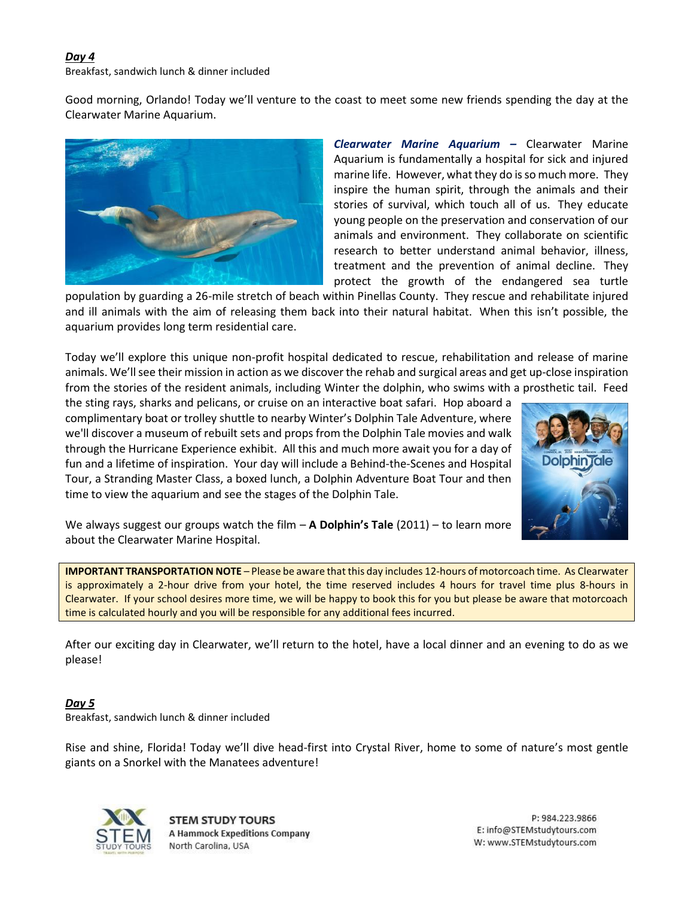***Day 4***

Breakfast, sandwich lunch & dinner included

Good morning, Orlando! Today we'll venture to the coast to meet some new friends spending the day at the Clearwater Marine Aquarium.

***Clearwater Marine Aquarium*** – Clearwater Marine Aquarium is fundamentally a hospital for sick and injured marine life. However, what they do is so much more. They inspire the human spirit, through the animals and their stories of survival, which touch all of us. They educate young people on the preservation and conservation of our animals and environment. They collaborate on scientific research to better understand animal behavior, illness, treatment and the prevention of animal decline. They protect the growth of the endangered sea turtle population by guarding a 26-mile stretch of beach within Pinellas County. They rescue and rehabilitate injured and ill animals with the aim of releasing them back into their natural habitat. When this isn't possible, the aquarium provides long term residential care.

Today we'll explore this unique non-profit hospital dedicated to rescue, rehabilitation and release of marine animals. We'll see their mission in action as we discover the rehab and surgical areas and get up-close inspiration from the stories of the resident animals, including Winter the dolphin, who swims with a prosthetic tail. Feed the sting rays, sharks and pelicans, or cruise on an interactive boat safari. Hop aboard a complimentary boat or trolley shuttle to nearby Winter's Dolphin Tale Adventure, where we'll discover a museum of rebuilt sets and props from the Dolphin Tale movies and walk through the Hurricane Experience exhibit. All this and much more await you for a day of fun and a lifetime of inspiration. Your day will include a Behind-the-Scenes and Hospital Tour, a Stranding Master Class, a boxed lunch, a Dolphin Adventure Boat Tour and then time to view the aquarium and see the stages of the Dolphin Tale.

We always suggest our groups watch the film – **A Dolphin's Tale** (2011) – to learn more about the Clearwater Marine Hospital.

> **IMPORTANT TRANSPORTATION NOTE** – Please be aware that this day includes 12-hours of motorcoach time. As Clearwater is approximately a 2-hour drive from your hotel, the time reserved includes 4 hours for travel time plus 8-hours in Clearwater. If your school desires more time, we will be happy to book this for you but please be aware that motorcoach time is calculated hourly and you will be responsible for any additional fees incurred.

After our exciting day in Clearwater, we'll return to the hotel, have a local dinner and an evening to do as we please!

***Day 5***

Breakfast, sandwich lunch & dinner included

Rise and shine, Florida! Today we'll dive head-first into Crystal River, home to some of nature's most gentle giants on a Snorkel with the Manatees adventure!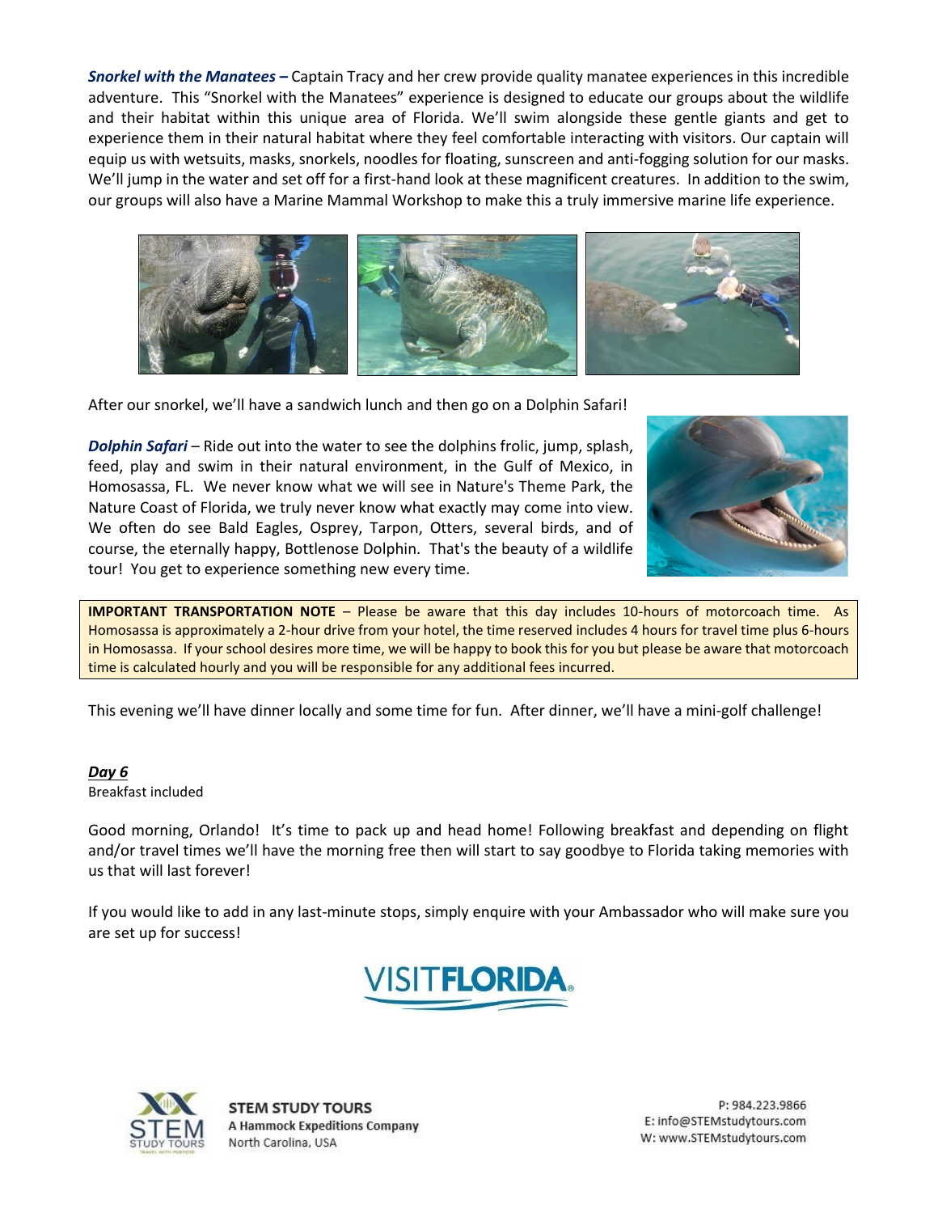***Snorkel with the Manatees –*** Captain Tracy and her crew provide quality manatee experiences in this incredible adventure. This "Snorkel with the Manatees" experience is designed to educate our groups about the wildlife and their habitat within this unique area of Florida. We'll swim alongside these gentle giants and get to experience them in their natural habitat where they feel comfortable interacting with visitors. Our captain will equip us with wetsuits, masks, snorkels, noodles for floating, sunscreen and anti-fogging solution for our masks. We'll jump in the water and set off for a first-hand look at these magnificent creatures. In addition to the swim, our groups will also have a Marine Mammal Workshop to make this a truly immersive marine life experience.

After our snorkel, we'll have a sandwich lunch and then go on a Dolphin Safari!

***Dolphin Safari*** – Ride out into the water to see the dolphins frolic, jump, splash, feed, play and swim in their natural environment, in the Gulf of Mexico, in Homosassa, FL. We never know what we will see in Nature's Theme Park, the Nature Coast of Florida, we truly never know what exactly may come into view. We often do see Bald Eagles, Osprey, Tarpon, Otters, several birds, and of course, the eternally happy, Bottlenose Dolphin. That's the beauty of a wildlife tour! You get to experience something new every time.

**IMPORTANT TRANSPORTATION NOTE** – Please be aware that this day includes 10-hours of motorcoach time. As Homosassa is approximately a 2-hour drive from your hotel, the time reserved includes 4 hours for travel time plus 6-hours in Homosassa. If your school desires more time, we will be happy to book this for you but please be aware that motorcoach time is calculated hourly and you will be responsible for any additional fees incurred.

This evening we'll have dinner locally and some time for fun. After dinner, we'll have a mini-golf challenge!

***Day 6***

Breakfast included

Good morning, Orlando! It's time to pack up and head home! Following breakfast and depending on flight and/or travel times we'll have the morning free then will start to say goodbye to Florida taking memories with us that will last forever!

If you would like to add in any last-minute stops, simply enquire with your Ambassador who will make sure you are set up for success!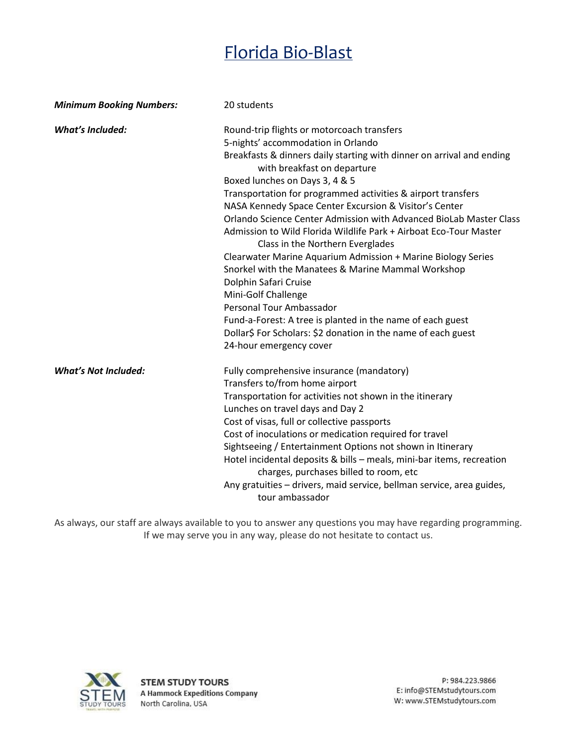# Florida Bio-Blast

| | |
|---|---|
| ***Minimum Booking Numbers:*** | 20 students |
| ***What's Included:*** | Round-trip flights or motorcoach transfers<br>5-nights' accommodation in Orlando<br>Breakfasts & dinners daily starting with dinner on arrival and ending with breakfast on departure<br>Boxed lunches on Days 3, 4 & 5<br>Transportation for programmed activities & airport transfers<br>NASA Kennedy Space Center Excursion & Visitor's Center<br>Orlando Science Center Admission with Advanced BioLab Master Class<br>Admission to Wild Florida Wildlife Park + Airboat Eco-Tour Master Class in the Northern Everglades<br>Clearwater Marine Aquarium Admission + Marine Biology Series<br>Snorkel with the Manatees & Marine Mammal Workshop<br>Dolphin Safari Cruise<br>Mini-Golf Challenge<br>Personal Tour Ambassador<br>Fund-a-Forest: A tree is planted in the name of each guest<br>Dollar$ For Scholars: $2 donation in the name of each guest<br>24-hour emergency cover |
| ***What's Not Included:*** | Fully comprehensive insurance (mandatory)<br>Transfers to/from home airport<br>Transportation for activities not shown in the itinerary<br>Lunches on travel days and Day 2<br>Cost of visas, full or collective passports<br>Cost of inoculations or medication required for travel<br>Sightseeing / Entertainment Options not shown in Itinerary<br>Hotel incidental deposits & bills – meals, mini-bar items, recreation charges, purchases billed to room, etc<br>Any gratuities – drivers, maid service, bellman service, area guides, tour ambassador |

As always, our staff are always available to you to answer any questions you may have regarding programming. If we may serve you in any way, please do not hesitate to contact us.

**STEM STUDY TOURS**
**A Hammock Expeditions Company**
North Carolina, USA

P: 984.223.9866
E: info@STEMstudytours.com
W: www.STEMstudytours.com